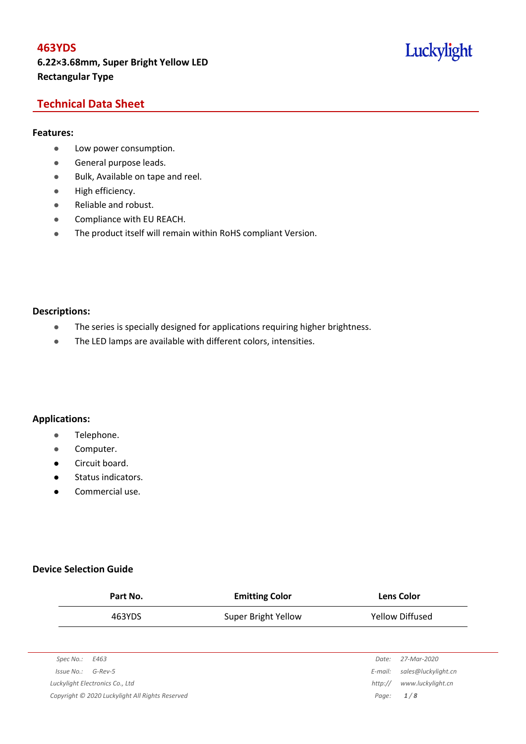# 463YDS

**6.22×3.68mm, Super Bright Yellow LED**
**Rectangular Type**

Luckylight

## Technical Data Sheet

### Features:

- Low power consumption.
- General purpose leads.
- Bulk, Available on tape and reel.
- High efficiency.
- Reliable and robust.
- Compliance with EU REACH.
- The product itself will remain within RoHS compliant Version.

### Descriptions:

- The series is specially designed for applications requiring higher brightness.
- The LED lamps are available with different colors, intensities.

### Applications:

- Telephone.
- Computer.
- Circuit board.
- Status indicators.
- Commercial use.

### Device Selection Guide

| Part No. | Emitting Color | Lens Color |
|---|---|---|
| 463YDS | Super Bright Yellow | Yellow Diffused |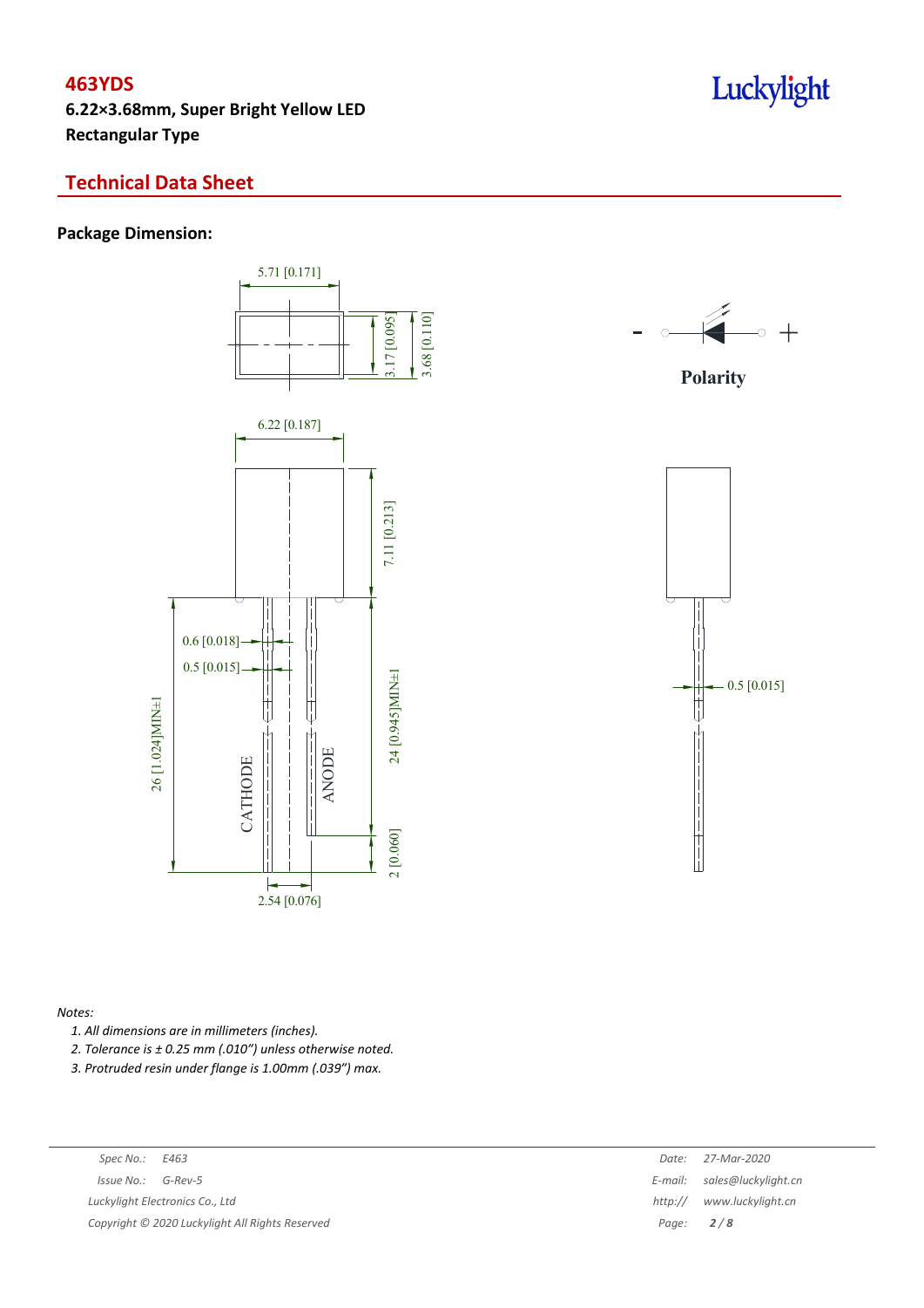## 463YDS

**6.22×3.68mm, Super Bright Yellow LED**
**Rectangular Type**

## Technical Data Sheet

### Package Dimension:

5.71 [0.171]

3.17 [0.095]

3.68 [0.110]

6.22 [0.187]

7.11 [0.213]

0.6 [0.018]

0.5 [0.015]

26 [1.024]MIN±1

24 [0.945]MIN±1

CATHODE

ANODE

2 [0.060]

2.54 [0.076]

\- +

**Polarity**

0.5 [0.015]

*Notes:*

1. *All dimensions are in millimeters (inches).*
2. *Tolerance is ± 0.25 mm (.010") unless otherwise noted.*
3. *Protruded resin under flange is 1.00mm (.039") max.*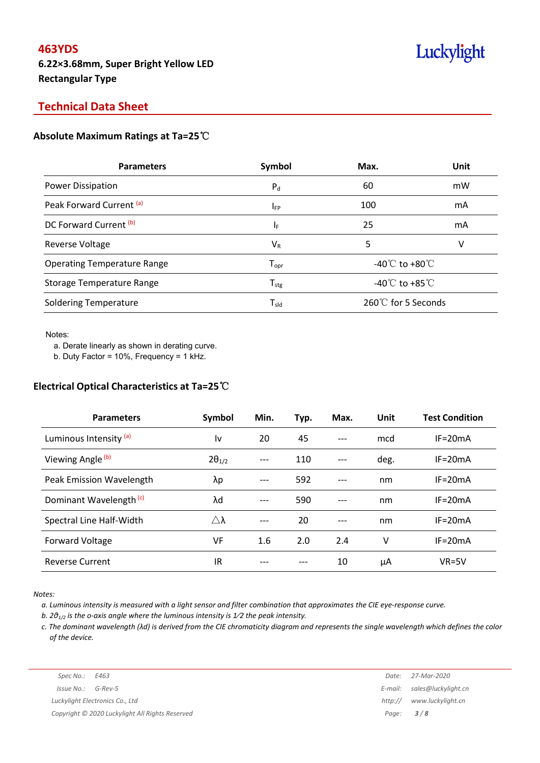# 463YDS

**6.22×3.68mm, Super Bright Yellow LED**
**Rectangular Type**

## Technical Data Sheet

### Absolute Maximum Ratings at Ta=25℃

| Parameters | Symbol | Max. | Unit |
|---|---|---|---|
| Power Dissipation | $P_d$ | 60 | mW |
| Peak Forward Current [a] | $I_{FP}$ | 100 | mA |
| DC Forward Current [b] | $I_F$ | 25 | mA |
| Reverse Voltage | $V_R$ | 5 | V |
| Operating Temperature Range | $T_{opr}$ | -40℃ to +80℃ | |
| Storage Temperature Range | $T_{stg}$ | -40℃ to +85℃ | |
| Soldering Temperature | $T_{sld}$ | 260℃ for 5 Seconds | |

Notes:

a. Derate linearly as shown in derating curve.
b. Duty Factor = 10%, Frequency = 1 kHz.

### Electrical Optical Characteristics at Ta=25℃

| Parameters | Symbol | Min. | Typ. | Max. | Unit | Test Condition |
|---|---|---|---|---|---|---|
| Luminous Intensity [a] | Iv | 20 | 45 | --- | mcd | IF=20mA |
| Viewing Angle [b] | $2\theta_{1/2}$ | --- | 110 | --- | deg. | IF=20mA |
| Peak Emission Wavelength | λp | --- | 592 | --- | nm | IF=20mA |
| Dominant Wavelength [c] | λd | --- | 590 | --- | nm | IF=20mA |
| Spectral Line Half-Width | △λ | --- | 20 | --- | nm | IF=20mA |
| Forward Voltage | VF | 1.6 | 2.0 | 2.4 | V | IF=20mA |
| Reverse Current | IR | --- | --- | 10 | μA | VR=5V |

*Notes:*

*a. Luminous intensity is measured with a light sensor and filter combination that approximates the CIE eye-response curve.*
*b. $2\vartheta_{1/2}$ is the o-axis angle where the luminous intensity is 1⁄2 the peak intensity.*
*c. The dominant wavelength (λd) is derived from the CIE chromaticity diagram and represents the single wavelength which defines the color of the device.*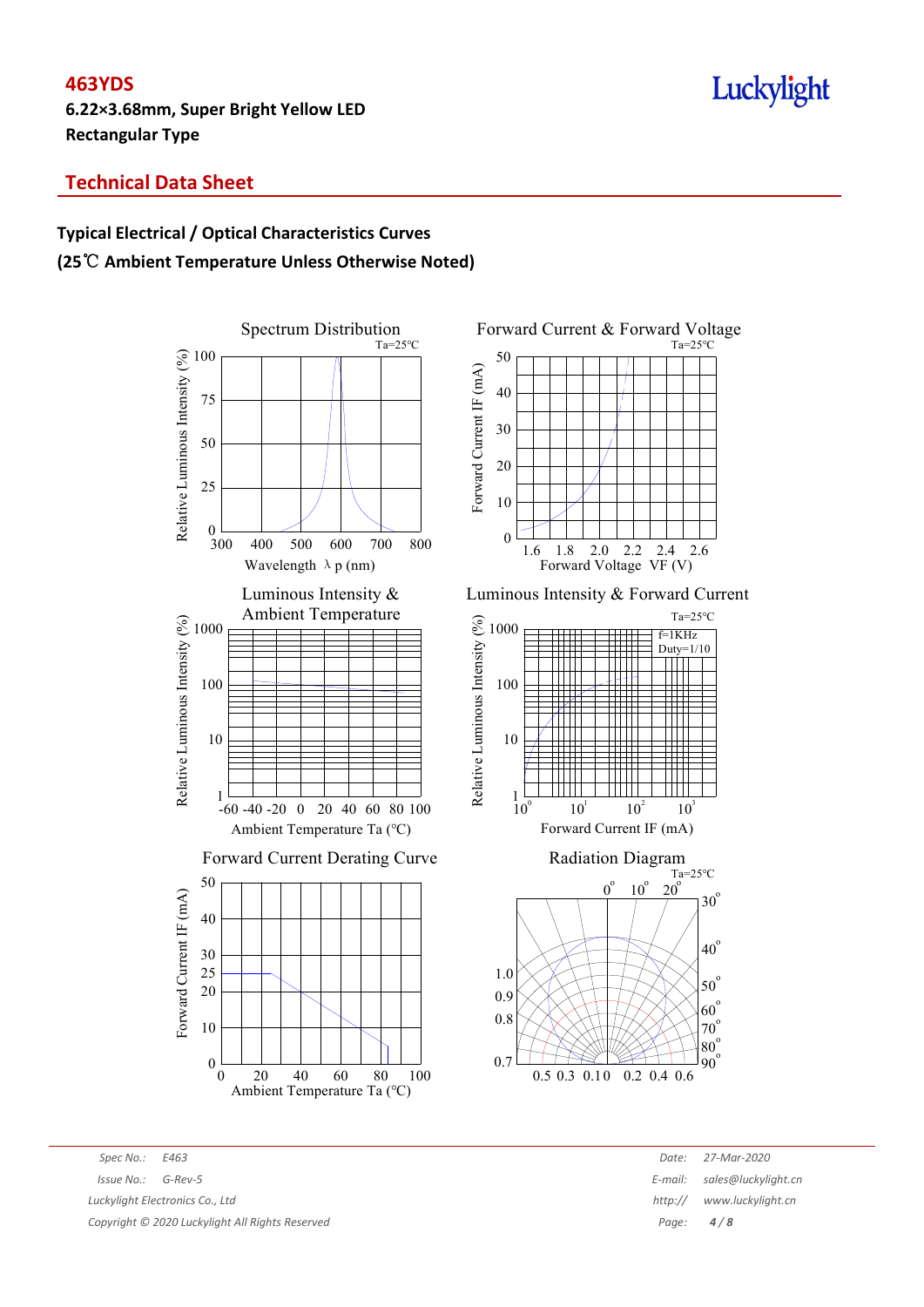## Technical Data Sheet

### Typical Electrical / Optical Characteristics Curves

### (25℃ Ambient Temperature Unless Otherwise Noted)

Spectrum Distribution
Ta=25℃
Relative Luminous Intensity (%)
Wavelength λ p (nm)

Forward Current & Forward Voltage
Ta=25℃
Forward Current IF (mA)
Forward Voltage VF (V)

Luminous Intensity & Ambient Temperature
Relative Luminous Intensity (%)
Ambient Temperature Ta (°C)

Luminous Intensity & Forward Current
Ta=25℃
f=1KHz
Duty=1/10
Relative Luminous Intensity (%)
Forward Current IF (mA)

Forward Current Derating Curve
Forward Current IF (mA)
Ambient Temperature Ta (°C)

Radiation Diagram
Ta=25℃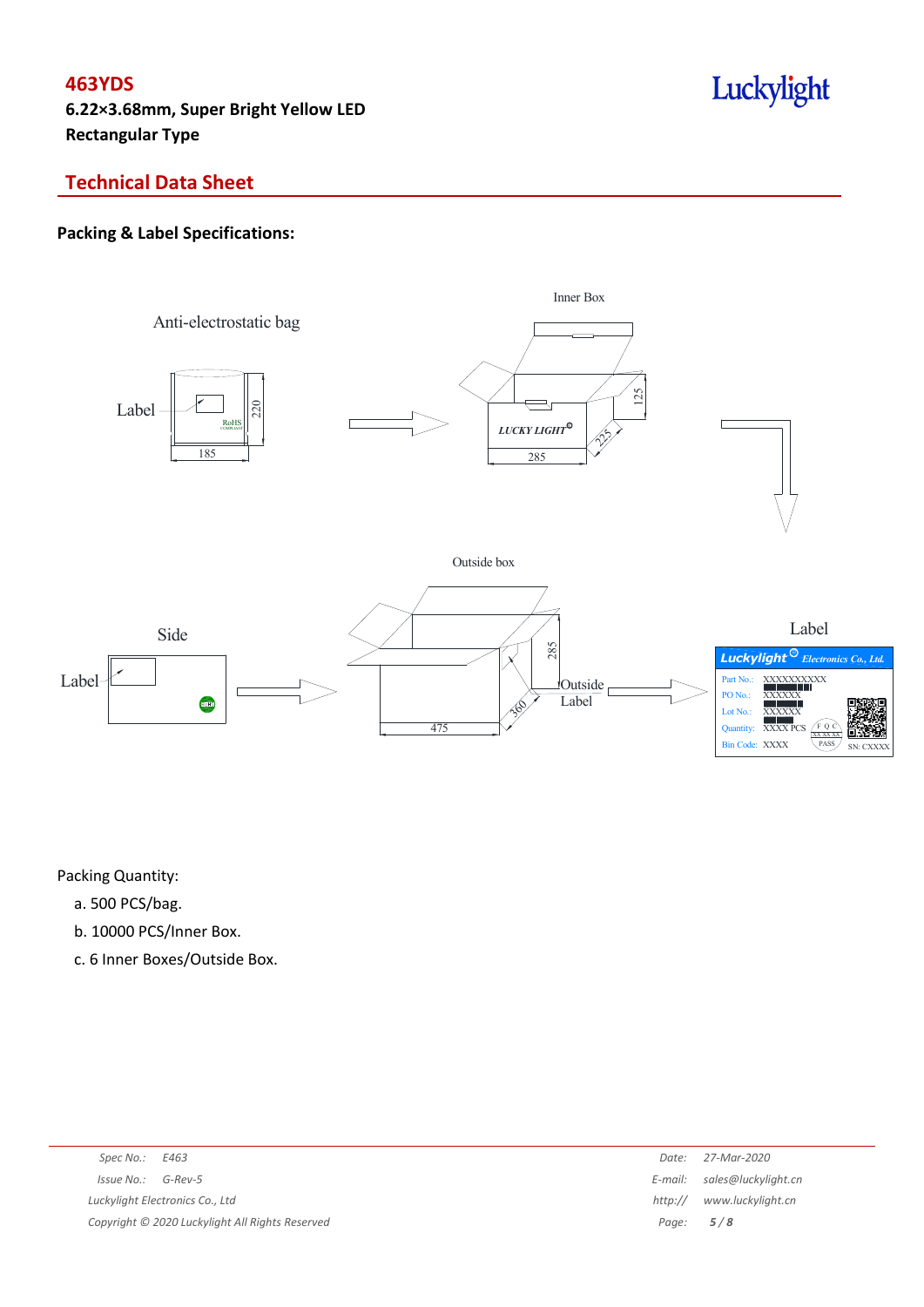# 463YDS

**6.22×3.68mm, Super Bright Yellow LED**
**Rectangular Type**

## Technical Data Sheet

### Packing & Label Specifications:

Anti-electrostatic bag

Label

RoHS

220

185

Inner Box

LUCKY LIGHT

125

225

285

Outside box

Side

Label

285

360

475

Outside Label

Label

Luckylight Electronics Co., Ltd.

Part No.: XXXXXXXXXX
PO No.: XXXXXX
Lot No.: XXXXXX
Quantity: XXXX PCS
Bin Code: XXXX

FQC XXXXXX PASS

SN: CXXXX

Packing Quantity:

a. 500 PCS/bag.

b. 10000 PCS/Inner Box.

c. 6 Inner Boxes/Outside Box.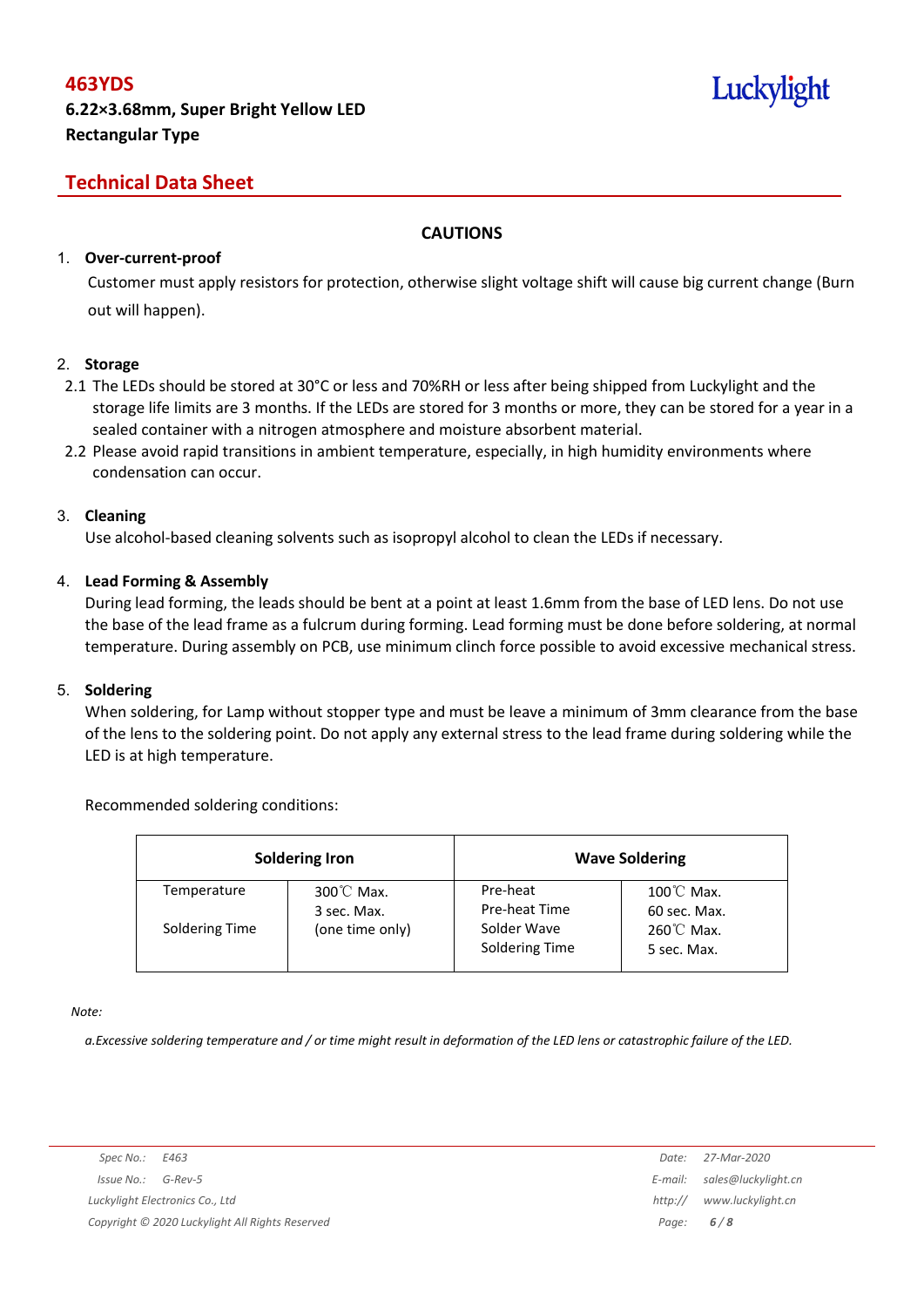# CAUTIONS

1. **Over-current-proof**

   Customer must apply resistors for protection, otherwise slight voltage shift will cause big current change (Burn out will happen).

2. **Storage**

   2.1 The LEDs should be stored at 30°C or less and 70%RH or less after being shipped from Luckylight and the storage life limits are 3 months. If the LEDs are stored for 3 months or more, they can be stored for a year in a sealed container with a nitrogen atmosphere and moisture absorbent material.

   2.2 Please avoid rapid transitions in ambient temperature, especially, in high humidity environments where condensation can occur.

3. **Cleaning**

   Use alcohol-based cleaning solvents such as isopropyl alcohol to clean the LEDs if necessary.

4. **Lead Forming & Assembly**

   During lead forming, the leads should be bent at a point at least 1.6mm from the base of LED lens. Do not use the base of the lead frame as a fulcrum during forming. Lead forming must be done before soldering, at normal temperature. During assembly on PCB, use minimum clinch force possible to avoid excessive mechanical stress.

5. **Soldering**

   When soldering, for Lamp without stopper type and must be leave a minimum of 3mm clearance from the base of the lens to the soldering point. Do not apply any external stress to the lead frame during soldering while the LED is at high temperature.

   Recommended soldering conditions:

| Soldering Iron | | Wave Soldering | |
|---|---|---|---|
| Temperature<br>Soldering Time | 300℃ Max.<br>3 sec. Max.<br>(one time only) | Pre-heat<br>Pre-heat Time<br>Solder Wave<br>Soldering Time | 100℃ Max.<br>60 sec. Max.<br>260℃ Max.<br>5 sec. Max. |

*Note:*

*a.Excessive soldering temperature and / or time might result in deformation of the LED lens or catastrophic failure of the LED.*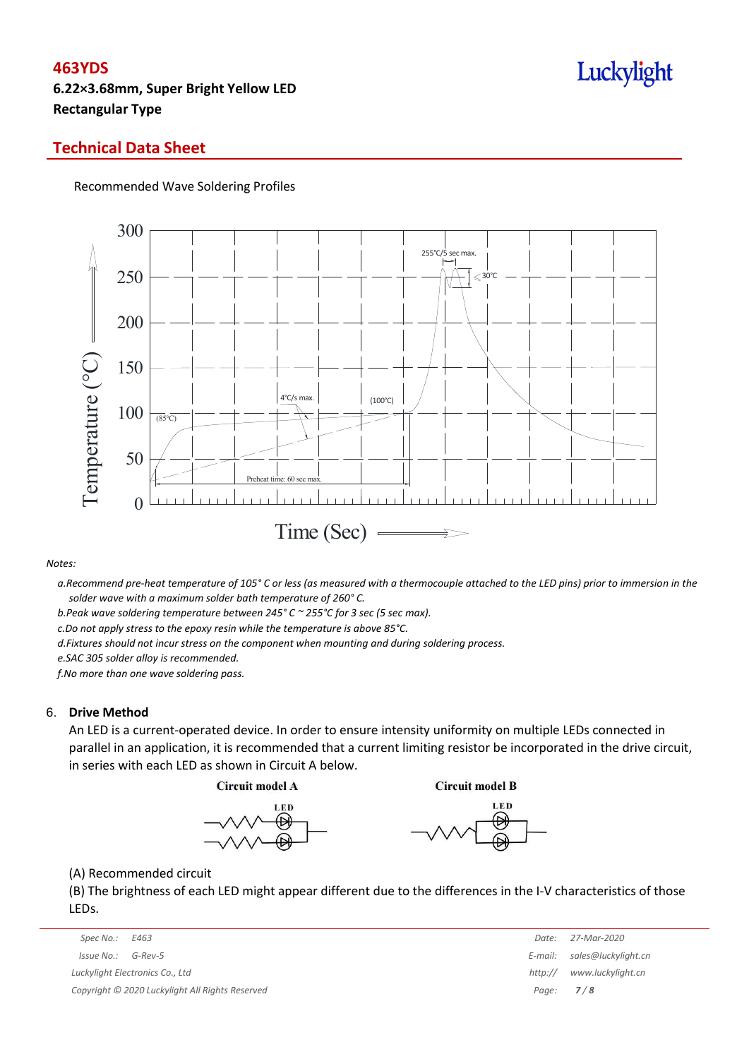Recommended Wave Soldering Profiles

*Notes:*

*a.Recommend pre-heat temperature of 105° C or less (as measured with a thermocouple attached to the LED pins) prior to immersion in the solder wave with a maximum solder bath temperature of 260° C.*

*b.Peak wave soldering temperature between 245° C ~ 255°C for 3 sec (5 sec max).*

*c.Do not apply stress to the epoxy resin while the temperature is above 85°C.*

*d.Fixtures should not incur stress on the component when mounting and during soldering process.*

*e.SAC 305 solder alloy is recommended.*

*f.No more than one wave soldering pass.*

## 6. Drive Method

An LED is a current-operated device. In order to ensure intensity uniformity on multiple LEDs connected in parallel in an application, it is recommended that a current limiting resistor be incorporated in the drive circuit, in series with each LED as shown in Circuit A below.

Circuit model A　　　Circuit model B

(A) Recommended circuit

(B) The brightness of each LED might appear different due to the differences in the I-V characteristics of those LEDs.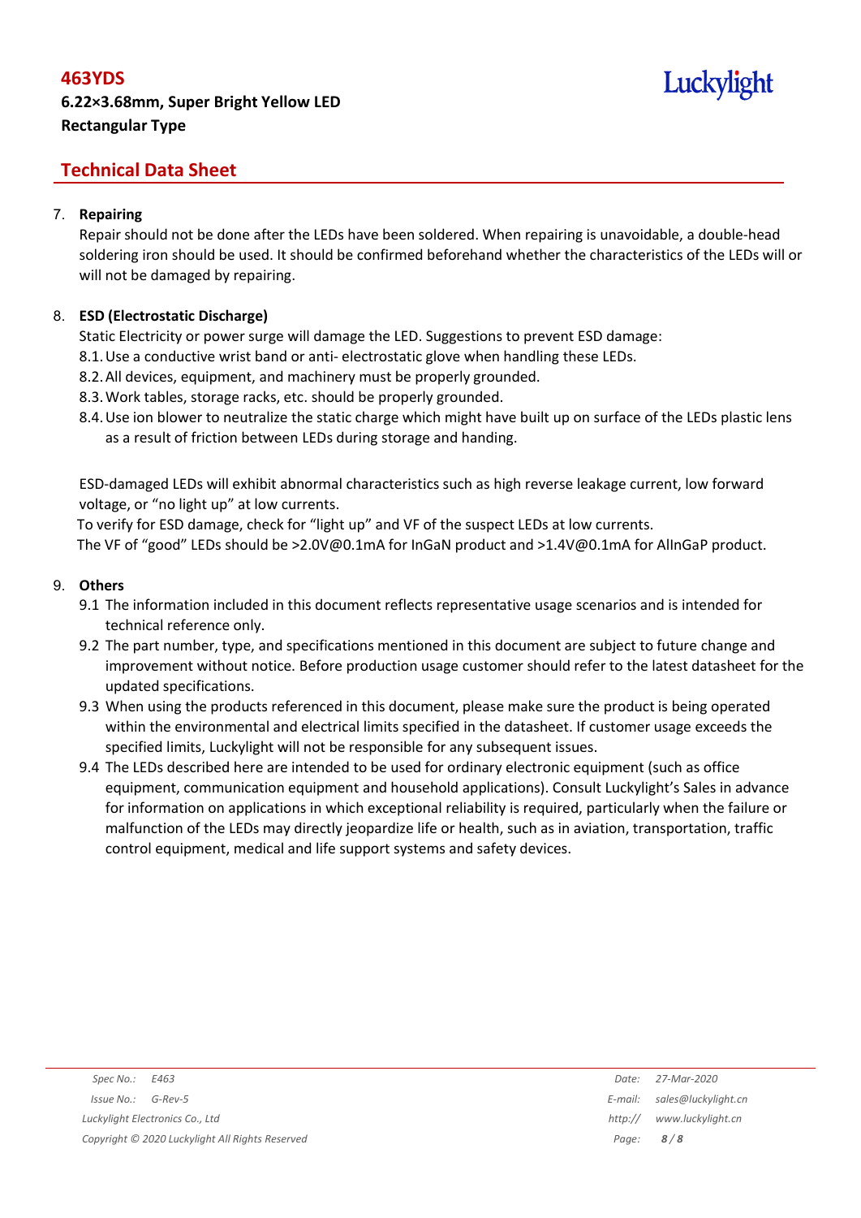7. **Repairing**

   Repair should not be done after the LEDs have been soldered. When repairing is unavoidable, a double-head soldering iron should be used. It should be confirmed beforehand whether the characteristics of the LEDs will or will not be damaged by repairing.

8. **ESD (Electrostatic Discharge)**

   Static Electricity or power surge will damage the LED. Suggestions to prevent ESD damage:

   8.1. Use a conductive wrist band or anti- electrostatic glove when handling these LEDs.

   8.2. All devices, equipment, and machinery must be properly grounded.

   8.3. Work tables, storage racks, etc. should be properly grounded.

   8.4. Use ion blower to neutralize the static charge which might have built up on surface of the LEDs plastic lens as a result of friction between LEDs during storage and handing.

   ESD-damaged LEDs will exhibit abnormal characteristics such as high reverse leakage current, low forward voltage, or “no light up” at low currents.

   To verify for ESD damage, check for “light up” and VF of the suspect LEDs at low currents.

   The VF of “good” LEDs should be >2.0V@0.1mA for InGaN product and >1.4V@0.1mA for AlInGaP product.

9. **Others**

   9.1 The information included in this document reflects representative usage scenarios and is intended for technical reference only.

   9.2 The part number, type, and specifications mentioned in this document are subject to future change and improvement without notice. Before production usage customer should refer to the latest datasheet for the updated specifications.

   9.3 When using the products referenced in this document, please make sure the product is being operated within the environmental and electrical limits specified in the datasheet. If customer usage exceeds the specified limits, Luckylight will not be responsible for any subsequent issues.

   9.4 The LEDs described here are intended to be used for ordinary electronic equipment (such as office equipment, communication equipment and household applications). Consult Luckylight’s Sales in advance for information on applications in which exceptional reliability is required, particularly when the failure or malfunction of the LEDs may directly jeopardize life or health, such as in aviation, transportation, traffic control equipment, medical and life support systems and safety devices.